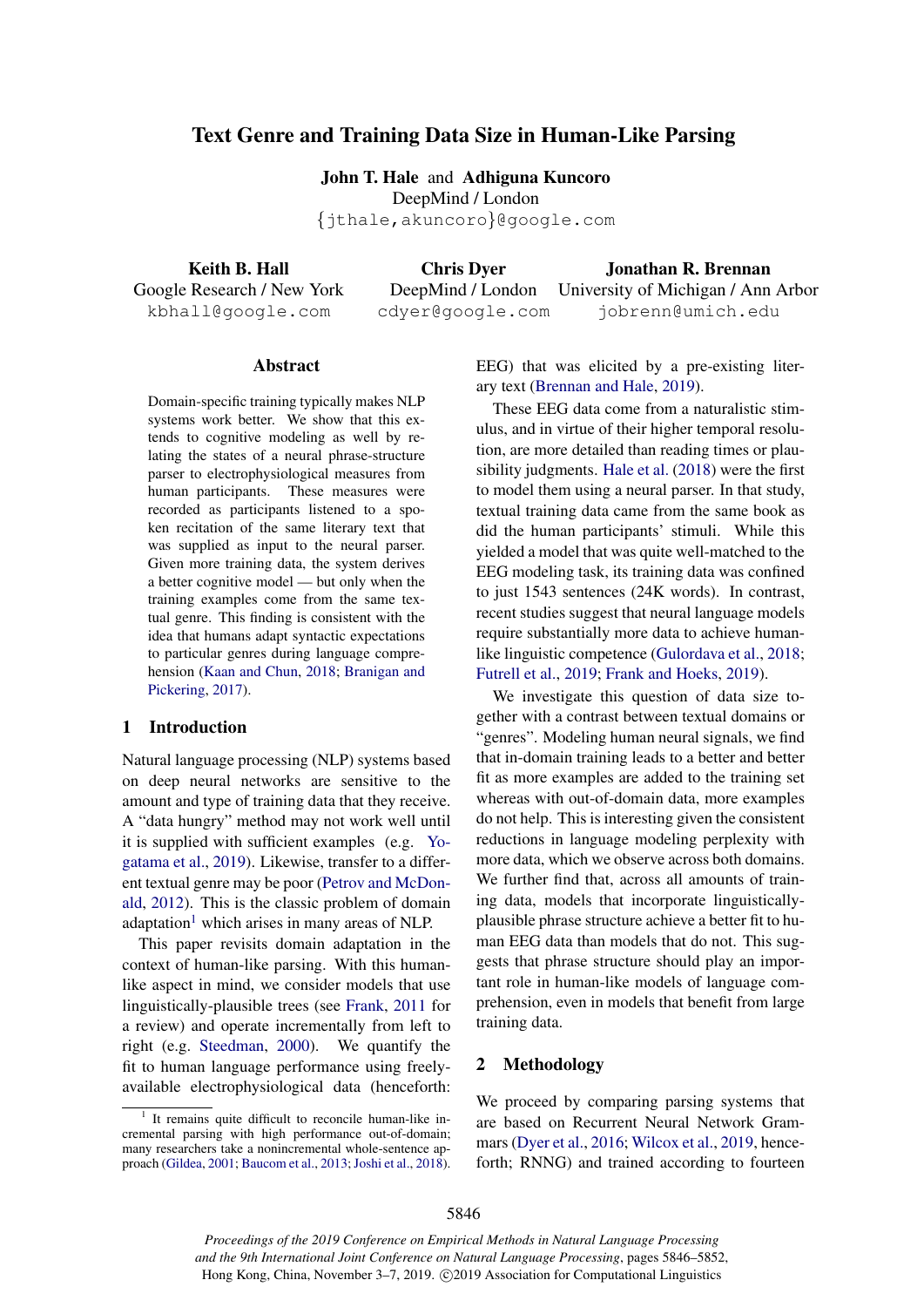# Text Genre and Training Data Size in Human-Like Parsing

**John T. Hale** and **Adhiguna Kuncoro**
DeepMind / London
{jthale,akuncoro}@google.com

**Keith B. Hall**
Google Research / New York
kbhall@google.com

**Chris Dyer**
DeepMind / London
cdyer@google.com

**Jonathan R. Brennan**
University of Michigan / Ann Arbor
jobrenn@umich.edu

## Abstract

Domain-specific training typically makes NLP systems work better. We show that this extends to cognitive modeling as well by relating the states of a neural phrase-structure parser to electrophysiological measures from human participants. These measures were recorded as participants listened to a spoken recitation of the same literary text that was supplied as input to the neural parser. Given more training data, the system derives a better cognitive model — but only when the training examples come from the same textual genre. This finding is consistent with the idea that humans adapt syntactic expectations to particular genres during language comprehension (Kaan and Chun, 2018; Branigan and Pickering, 2017).

## 1 Introduction

Natural language processing (NLP) systems based on deep neural networks are sensitive to the amount and type of training data that they receive. A "data hungry" method may not work well until it is supplied with sufficient examples (e.g. Yogatama et al., 2019). Likewise, transfer to a different textual genre may be poor (Petrov and McDonald, 2012). This is the classic problem of domain adaptation[1] which arises in many areas of NLP.

This paper revisits domain adaptation in the context of human-like parsing. With this human-like aspect in mind, we consider models that use linguistically-plausible trees (see Frank, 2011 for a review) and operate incrementally from left to right (e.g. Steedman, 2000). We quantify the fit to human language performance using freely-available electrophysiological data (henceforth: EEG) that was elicited by a pre-existing literary text (Brennan and Hale, 2019).

These EEG data come from a naturalistic stimulus, and in virtue of their higher temporal resolution, are more detailed than reading times or plausibility judgments. Hale et al. (2018) were the first to model them using a neural parser. In that study, textual training data came from the same book as did the human participants' stimuli. While this yielded a model that was quite well-matched to the EEG modeling task, its training data was confined to just 1543 sentences (24K words). In contrast, recent studies suggest that neural language models require substantially more data to achieve human-like linguistic competence (Gulordava et al., 2018; Futrell et al., 2019; Frank and Hoeks, 2019).

We investigate this question of data size together with a contrast between textual domains or "genres". Modeling human neural signals, we find that in-domain training leads to a better and better fit as more examples are added to the training set whereas with out-of-domain data, more examples do not help. This is interesting given the consistent reductions in language modeling perplexity with more data, which we observe across both domains. We further find that, across all amounts of training data, models that incorporate linguistically-plausible phrase structure achieve a better fit to human EEG data than models that do not. This suggests that phrase structure should play an important role in human-like models of language comprehension, even in models that benefit from large training data.

## 2 Methodology

We proceed by comparing parsing systems that are based on Recurrent Neural Network Grammars (Dyer et al., 2016; Wilcox et al., 2019, henceforth; RNNG) and trained according to fourteen

[1] It remains quite difficult to reconcile human-like incremental parsing with high performance out-of-domain; many researchers take a nonincremental whole-sentence approach (Gildea, 2001; Baucom et al., 2013; Joshi et al., 2018).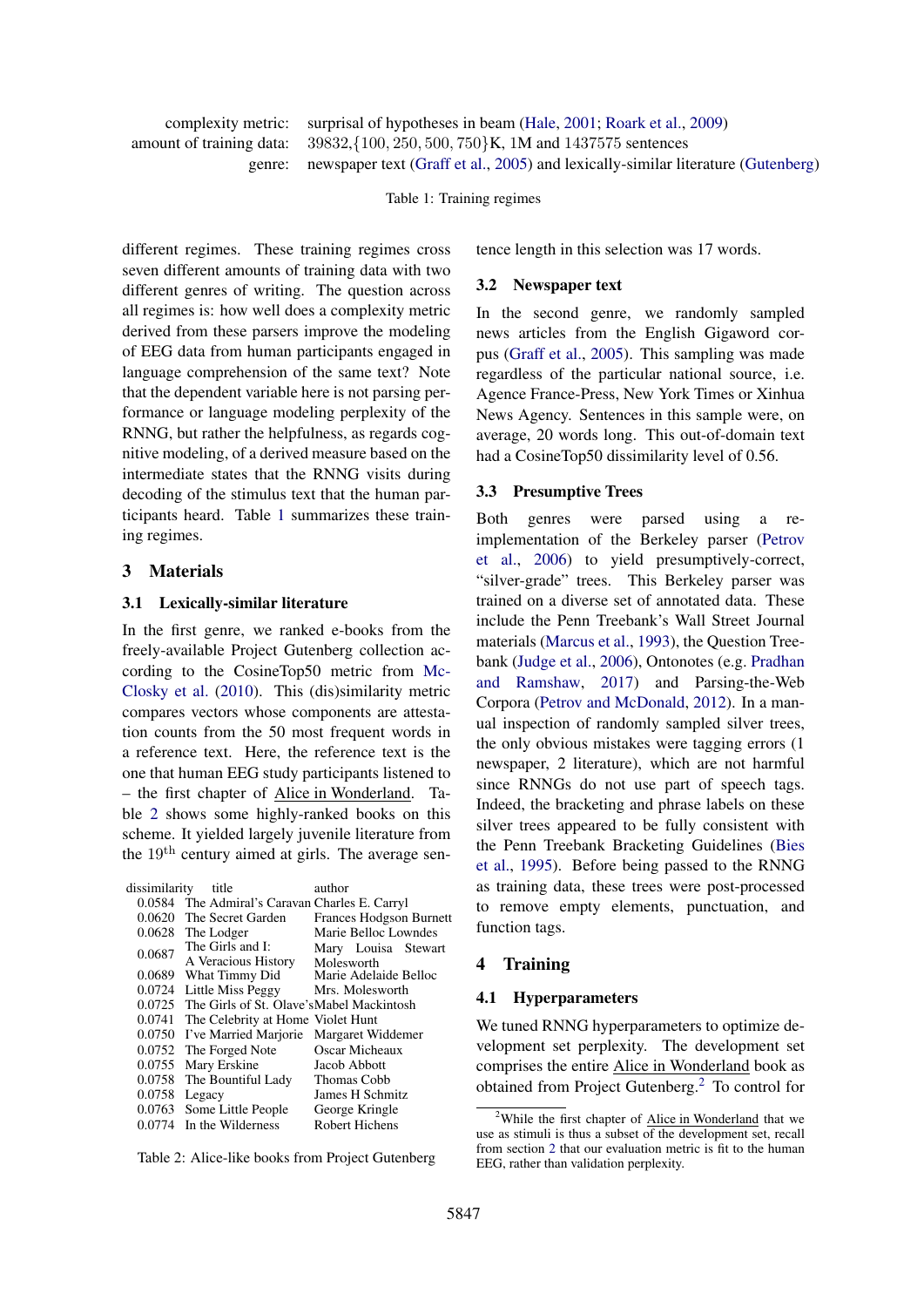| | |
|---|---|
| complexity metric: | surprisal of hypotheses in beam (Hale, 2001; Roark et al., 2009) |
| amount of training data: | 39832,{100, 250, 500, 750}K, 1M and 1437575 sentences |
| genre: | newspaper text (Graff et al., 2005) and lexically-similar literature (Gutenberg) |

Table 1: Training regimes

different regimes. These training regimes cross seven different amounts of training data with two different genres of writing. The question across all regimes is: how well does a complexity metric derived from these parsers improve the modeling of EEG data from human participants engaged in language comprehension of the same text? Note that the dependent variable here is not parsing performance or language modeling perplexity of the RNNG, but rather the helpfulness, as regards cognitive modeling, of a derived measure based on the intermediate states that the RNNG visits during decoding of the stimulus text that the human participants heard. Table 1 summarizes these training regimes.

## 3 Materials

### 3.1 Lexically-similar literature

In the first genre, we ranked e-books from the freely-available Project Gutenberg collection according to the CosineTop50 metric from McClosky et al. (2010). This (dis)similarity metric compares vectors whose components are attestation counts from the 50 most frequent words in a reference text. Here, the reference text is the one that human EEG study participants listened to – the first chapter of Alice in Wonderland. Table 2 shows some highly-ranked books on this scheme. It yielded largely juvenile literature from the 19th century aimed at girls. The average sentence length in this selection was 17 words.

| dissimilarity | title | author |
|---|---|---|
| 0.0584 | The Admiral's Caravan | Charles E. Carryl |
| 0.0620 | The Secret Garden | Frances Hodgson Burnett |
| 0.0628 | The Lodger | Marie Belloc Lowndes |
| 0.0687 | The Girls and I: A Veracious History | Mary Louisa Stewart Molesworth |
| 0.0689 | What Timmy Did | Marie Adelaide Belloc |
| 0.0724 | Little Miss Peggy | Mrs. Molesworth |
| 0.0725 | The Girls of St. Olave's | Mabel Mackintosh |
| 0.0741 | The Celebrity at Home | Violet Hunt |
| 0.0750 | I've Married Marjorie | Margaret Widdemer |
| 0.0752 | The Forged Note | Oscar Micheaux |
| 0.0755 | Mary Erskine | Jacob Abbott |
| 0.0758 | The Bountiful Lady | Thomas Cobb |
| 0.0758 | Legacy | James H Schmitz |
| 0.0763 | Some Little People | George Kringle |
| 0.0774 | In the Wilderness | Robert Hichens |

Table 2: Alice-like books from Project Gutenberg

### 3.2 Newspaper text

In the second genre, we randomly sampled news articles from the English Gigaword corpus (Graff et al., 2005). This sampling was made regardless of the particular national source, i.e. Agence France-Press, New York Times or Xinhua News Agency. Sentences in this sample were, on average, 20 words long. This out-of-domain text had a CosineTop50 dissimilarity level of 0.56.

### 3.3 Presumptive Trees

Both genres were parsed using a reimplementation of the Berkeley parser (Petrov et al., 2006) to yield presumptively-correct, "silver-grade" trees. This Berkeley parser was trained on a diverse set of annotated data. These include the Penn Treebank's Wall Street Journal materials (Marcus et al., 1993), the Question Treebank (Judge et al., 2006), Ontonotes (e.g. Pradhan and Ramshaw, 2017) and Parsing-the-Web Corpora (Petrov and McDonald, 2012). In a manual inspection of randomly sampled silver trees, the only obvious mistakes were tagging errors (1 newspaper, 2 literature), which are not harmful since RNNGs do not use part of speech tags. Indeed, the bracketing and phrase labels on these silver trees appeared to be fully consistent with the Penn Treebank Bracketing Guidelines (Bies et al., 1995). Before being passed to the RNNG as training data, these trees were post-processed to remove empty elements, punctuation, and function tags.

## 4 Training

### 4.1 Hyperparameters

We tuned RNNG hyperparameters to optimize development set perplexity. The development set comprises the entire Alice in Wonderland book as obtained from Project Gutenberg.[2] To control for

[2] While the first chapter of Alice in Wonderland that we use as stimuli is thus a subset of the development set, recall from section 2 that our evaluation metric is fit to the human EEG, rather than validation perplexity.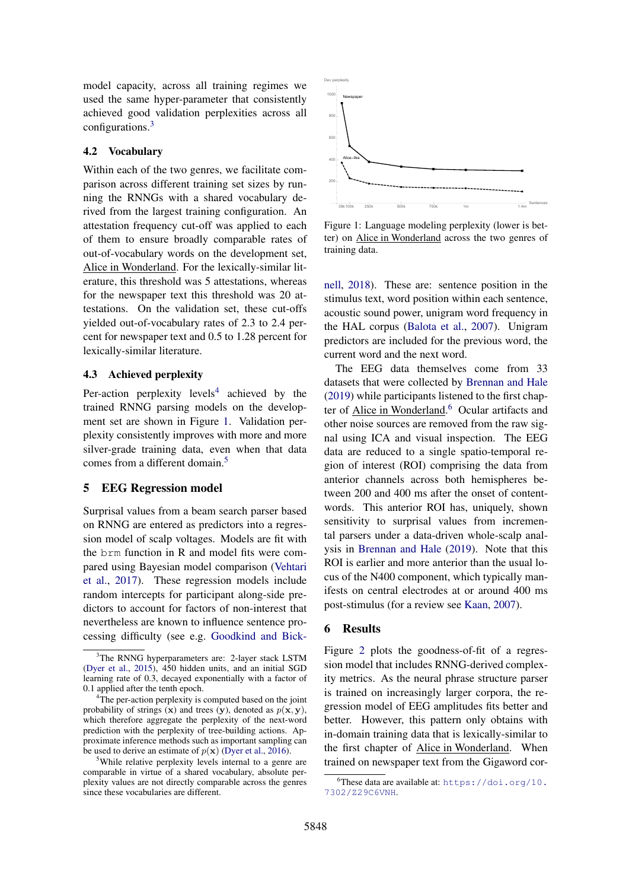model capacity, across all training regimes we used the same hyper-parameter that consistently achieved good validation perplexities across all configurations.[3]

### 4.2 Vocabulary

Within each of the two genres, we facilitate comparison across different training set sizes by running the RNNGs with a shared vocabulary derived from the largest training configuration. An attestation frequency cut-off was applied to each of them to ensure broadly comparable rates of out-of-vocabulary words on the development set, Alice in Wonderland. For the lexically-similar literature, this threshold was 5 attestations, whereas for the newspaper text this threshold was 20 attestations. On the validation set, these cut-offs yielded out-of-vocabulary rates of 2.3 to 2.4 percent for newspaper text and 0.5 to 1.28 percent for lexically-similar literature.

### 4.3 Achieved perplexity

Per-action perplexity levels[4] achieved by the trained RNNG parsing models on the development set are shown in Figure 1. Validation perplexity consistently improves with more and more silver-grade training data, even when that data comes from a different domain.[5]

## 5 EEG Regression model

Surprisal values from a beam search parser based on RNNG are entered as predictors into a regression model of scalp voltages. Models are fit with the `brm` function in R and model fits were compared using Bayesian model comparison (Vehtari et al., 2017). These regression models include random intercepts for participant along-side predictors to account for factors of non-interest that nevertheless are known to influence sentence processing difficulty (see e.g. Goodkind and Bicknell, 2018). These are: sentence position in the stimulus text, word position within each sentence, acoustic sound power, unigram word frequency in the HAL corpus (Balota et al., 2007). Unigram predictors are included for the previous word, the current word and the next word.

Figure 1: Language modeling perplexity (lower is better) on Alice in Wonderland across the two genres of training data.

The EEG data themselves come from 33 datasets that were collected by Brennan and Hale (2019) while participants listened to the first chapter of Alice in Wonderland.[6] Ocular artifacts and other noise sources are removed from the raw signal using ICA and visual inspection. The EEG data are reduced to a single spatio-temporal region of interest (ROI) comprising the data from anterior channels across both hemispheres between 200 and 400 ms after the onset of content-words. This anterior ROI has, uniquely, shown sensitivity to surprisal values from incremental parsers under a data-driven whole-scalp analysis in Brennan and Hale (2019). Note that this ROI is earlier and more anterior than the usual locus of the N400 component, which typically manifests on central electrodes at or around 400 ms post-stimulus (for a review see Kaan, 2007).

## 6 Results

Figure 2 plots the goodness-of-fit of a regression model that includes RNNG-derived complexity metrics. As the neural phrase structure parser is trained on increasingly larger corpora, the regression model of EEG amplitudes fits better and better. However, this pattern only obtains with in-domain training data that is lexically-similar to the first chapter of Alice in Wonderland. When trained on newspaper text from the Gigaword cor-

---

[3] The RNNG hyperparameters are: 2-layer stack LSTM (Dyer et al., 2015), 450 hidden units, and an initial SGD learning rate of 0.3, decayed exponentially with a factor of 0.1 applied after the tenth epoch.

[4] The per-action perplexity is computed based on the joint probability of strings ($\mathbf{x}$) and trees ($\mathbf{y}$), denoted as $p(\mathbf{x}, \mathbf{y})$, which therefore aggregate the perplexity of the next-word prediction with the perplexity of tree-building actions. Approximate inference methods such as important sampling can be used to derive an estimate of $p(\mathbf{x})$ (Dyer et al., 2016).

[5] While relative perplexity levels internal to a genre are comparable in virtue of a shared vocabulary, absolute perplexity values are not directly comparable across the genres since these vocabularies are different.

[6] These data are available at: https://doi.org/10.7302/Z29C6VNH.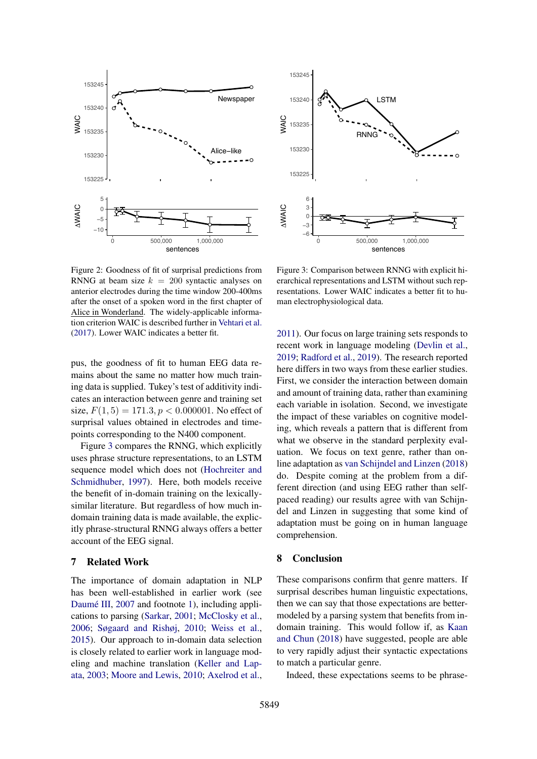Figure 2: Goodness of fit of surprisal predictions from RNNG at beam size $k = 200$ syntactic analyses on anterior electrodes during the time window 200-400ms after the onset of a spoken word in the first chapter of Alice in Wonderland. The widely-applicable information criterion WAIC is described further in Vehtari et al. (2017). Lower WAIC indicates a better fit.

Figure 3: Comparison between RNNG with explicit hierarchical representations and LSTM without such representations. Lower WAIC indicates a better fit to human electrophysiological data.

pus, the goodness of fit to human EEG data remains about the same no matter how much training data is supplied. Tukey's test of additivity indicates an interaction between genre and training set size, $F(1, 5) = 171.3, p < 0.000001$. No effect of surprisal values obtained in electrodes and timepoints corresponding to the N400 component.

Figure 3 compares the RNNG, which explicitly uses phrase structure representations, to an LSTM sequence model which does not (Hochreiter and Schmidhuber, 1997). Here, both models receive the benefit of in-domain training on the lexically-similar literature. But regardless of how much in-domain training data is made available, the explicitly phrase-structural RNNG always offers a better account of the EEG signal.

## 7 Related Work

The importance of domain adaptation in NLP has been well-established in earlier work (see Daumé III, 2007 and footnote 1), including applications to parsing (Sarkar, 2001; McClosky et al., 2006; Søgaard and Rishøj, 2010; Weiss et al., 2015). Our approach to in-domain data selection is closely related to earlier work in language modeling and machine translation (Keller and Lapata, 2003; Moore and Lewis, 2010; Axelrod et al., 2011). Our focus on large training sets responds to recent work in language modeling (Devlin et al., 2019; Radford et al., 2019). The research reported here differs in two ways from these earlier studies. First, we consider the interaction between domain and amount of training data, rather than examining each variable in isolation. Second, we investigate the impact of these variables on cognitive modeling, which reveals a pattern that is different from what we observe in the standard perplexity evaluation. We focus on text genre, rather than online adaptation as van Schijndel and Linzen (2018) do. Despite coming at the problem from a different direction (and using EEG rather than self-paced reading) our results agree with van Schijndel and Linzen in suggesting that some kind of adaptation must be going on in human language comprehension.

## 8 Conclusion

These comparisons confirm that genre matters. If surprisal describes human linguistic expectations, then we can say that those expectations are better-modeled by a parsing system that benefits from in-domain training. This would follow if, as Kaan and Chun (2018) have suggested, people are able to very rapidly adjust their syntactic expectations to match a particular genre.

Indeed, these expectations seems to be phrase-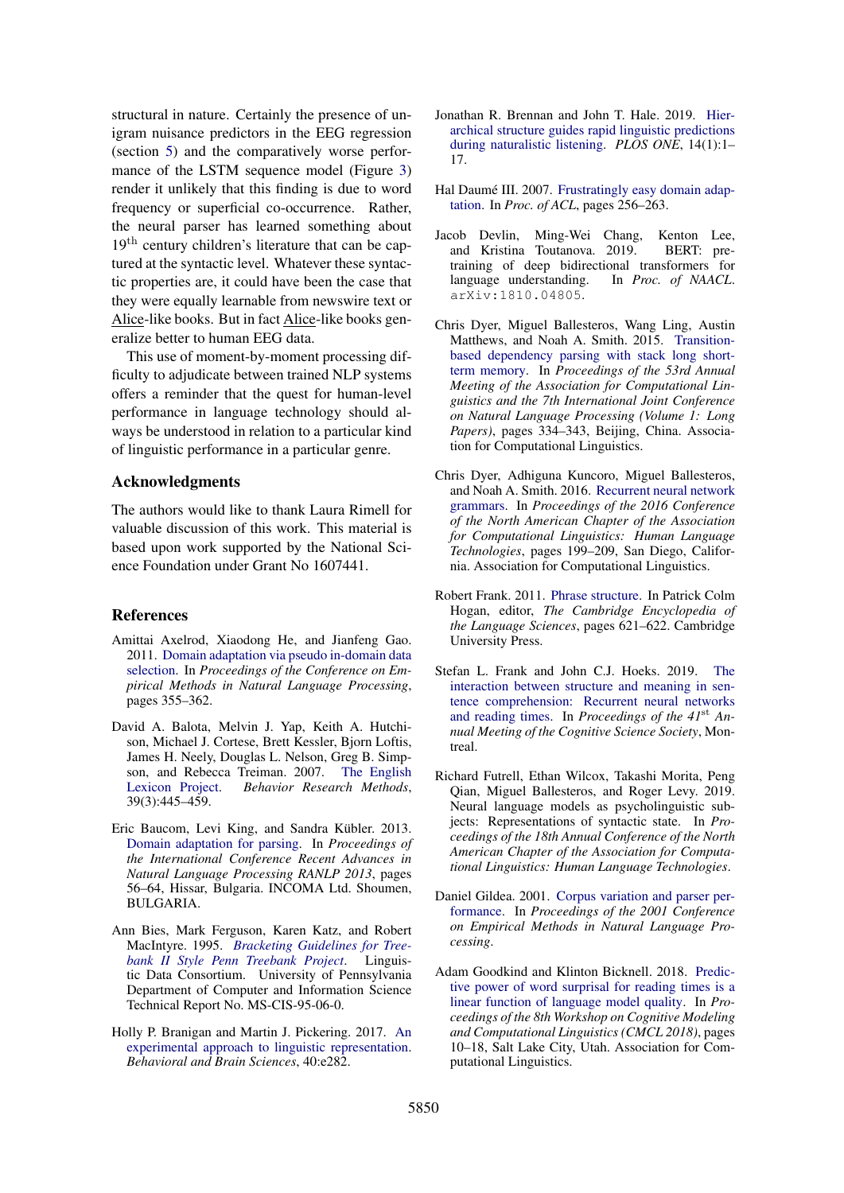structural in nature. Certainly the presence of unigram nuisance predictors in the EEG regression (section 5) and the comparatively worse performance of the LSTM sequence model (Figure 3) render it unlikely that this finding is due to word frequency or superficial co-occurrence. Rather, the neural parser has learned something about 19th century children's literature that can be captured at the syntactic level. Whatever these syntactic properties are, it could have been the case that they were equally learnable from newswire text or Alice-like books. But in fact Alice-like books generalize better to human EEG data.

This use of moment-by-moment processing difficulty to adjudicate between trained NLP systems offers a reminder that the quest for human-level performance in language technology should always be understood in relation to a particular kind of linguistic performance in a particular genre.

## Acknowledgments

The authors would like to thank Laura Rimell for valuable discussion of this work. This material is based upon work supported by the National Science Foundation under Grant No 1607441.

## References

Amittai Axelrod, Xiaodong He, and Jianfeng Gao. 2011. Domain adaptation via pseudo in-domain data selection. In *Proceedings of the Conference on Empirical Methods in Natural Language Processing*, pages 355–362.

David A. Balota, Melvin J. Yap, Keith A. Hutchison, Michael J. Cortese, Brett Kessler, Bjorn Loftis, James H. Neely, Douglas L. Nelson, Greg B. Simpson, and Rebecca Treiman. 2007. The English Lexicon Project. *Behavior Research Methods*, 39(3):445–459.

Eric Baucom, Levi King, and Sandra Kübler. 2013. Domain adaptation for parsing. In *Proceedings of the International Conference Recent Advances in Natural Language Processing RANLP 2013*, pages 56–64, Hissar, Bulgaria. INCOMA Ltd. Shoumen, BULGARIA.

Ann Bies, Mark Ferguson, Karen Katz, and Robert MacIntyre. 1995. *Bracketing Guidelines for Treebank II Style Penn Treebank Project*. Linguistic Data Consortium. University of Pennsylvania Department of Computer and Information Science Technical Report No. MS-CIS-95-06-0.

Holly P. Branigan and Martin J. Pickering. 2017. An experimental approach to linguistic representation. *Behavioral and Brain Sciences*, 40:e282.

Jonathan R. Brennan and John T. Hale. 2019. Hierarchical structure guides rapid linguistic predictions during naturalistic listening. *PLOS ONE*, 14(1):1–17.

Hal Daumé III. 2007. Frustratingly easy domain adaptation. In *Proc. of ACL*, pages 256–263.

Jacob Devlin, Ming-Wei Chang, Kenton Lee, and Kristina Toutanova. 2019. BERT: pre-training of deep bidirectional transformers for language understanding. In *Proc. of NAACL*. arXiv:1810.04805.

Chris Dyer, Miguel Ballesteros, Wang Ling, Austin Matthews, and Noah A. Smith. 2015. Transition-based dependency parsing with stack long short-term memory. In *Proceedings of the 53rd Annual Meeting of the Association for Computational Linguistics and the 7th International Joint Conference on Natural Language Processing (Volume 1: Long Papers)*, pages 334–343, Beijing, China. Association for Computational Linguistics.

Chris Dyer, Adhiguna Kuncoro, Miguel Ballesteros, and Noah A. Smith. 2016. Recurrent neural network grammars. In *Proceedings of the 2016 Conference of the North American Chapter of the Association for Computational Linguistics: Human Language Technologies*, pages 199–209, San Diego, California. Association for Computational Linguistics.

Robert Frank. 2011. Phrase structure. In Patrick Colm Hogan, editor, *The Cambridge Encyclopedia of the Language Sciences*, pages 621–622. Cambridge University Press.

Stefan L. Frank and John C.J. Hoeks. 2019. The interaction between structure and meaning in sentence comprehension: Recurrent neural networks and reading times. In *Proceedings of the 41st Annual Meeting of the Cognitive Science Society*, Montreal.

Richard Futrell, Ethan Wilcox, Takashi Morita, Peng Qian, Miguel Ballesteros, and Roger Levy. 2019. Neural language models as psycholinguistic subjects: Representations of syntactic state. In *Proceedings of the 18th Annual Conference of the North American Chapter of the Association for Computational Linguistics: Human Language Technologies*.

Daniel Gildea. 2001. Corpus variation and parser performance. In *Proceedings of the 2001 Conference on Empirical Methods in Natural Language Processing*.

Adam Goodkind and Klinton Bicknell. 2018. Predictive power of word surprisal for reading times is a linear function of language model quality. In *Proceedings of the 8th Workshop on Cognitive Modeling and Computational Linguistics (CMCL 2018)*, pages 10–18, Salt Lake City, Utah. Association for Computational Linguistics.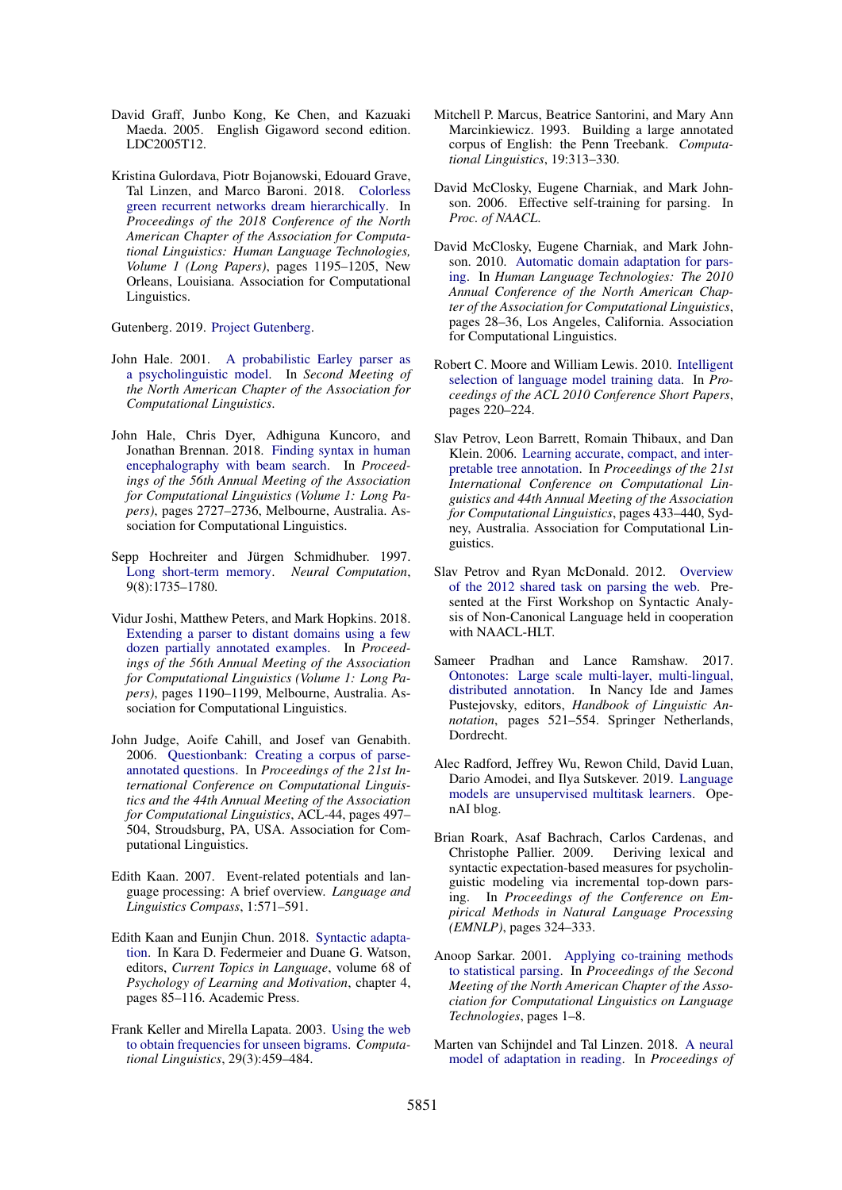David Graff, Junbo Kong, Ke Chen, and Kazuaki Maeda. 2005. English Gigaword second edition. LDC2005T12.

Kristina Gulordava, Piotr Bojanowski, Edouard Grave, Tal Linzen, and Marco Baroni. 2018. Colorless green recurrent networks dream hierarchically. In *Proceedings of the 2018 Conference of the North American Chapter of the Association for Computational Linguistics: Human Language Technologies, Volume 1 (Long Papers)*, pages 1195–1205, New Orleans, Louisiana. Association for Computational Linguistics.

Gutenberg. 2019. Project Gutenberg.

John Hale. 2001. A probabilistic Earley parser as a psycholinguistic model. In *Second Meeting of the North American Chapter of the Association for Computational Linguistics*.

John Hale, Chris Dyer, Adhiguna Kuncoro, and Jonathan Brennan. 2018. Finding syntax in human encephalography with beam search. In *Proceedings of the 56th Annual Meeting of the Association for Computational Linguistics (Volume 1: Long Papers)*, pages 2727–2736, Melbourne, Australia. Association for Computational Linguistics.

Sepp Hochreiter and Jürgen Schmidhuber. 1997. Long short-term memory. *Neural Computation*, 9(8):1735–1780.

Vidur Joshi, Matthew Peters, and Mark Hopkins. 2018. Extending a parser to distant domains using a few dozen partially annotated examples. In *Proceedings of the 56th Annual Meeting of the Association for Computational Linguistics (Volume 1: Long Papers)*, pages 1190–1199, Melbourne, Australia. Association for Computational Linguistics.

John Judge, Aoife Cahill, and Josef van Genabith. 2006. Questionbank: Creating a corpus of parse-annotated questions. In *Proceedings of the 21st International Conference on Computational Linguistics and the 44th Annual Meeting of the Association for Computational Linguistics*, ACL-44, pages 497–504, Stroudsburg, PA, USA. Association for Computational Linguistics.

Edith Kaan. 2007. Event-related potentials and language processing: A brief overview. *Language and Linguistics Compass*, 1:571–591.

Edith Kaan and Eunjin Chun. 2018. Syntactic adaptation. In Kara D. Federmeier and Duane G. Watson, editors, *Current Topics in Language*, volume 68 of *Psychology of Learning and Motivation*, chapter 4, pages 85–116. Academic Press.

Frank Keller and Mirella Lapata. 2003. Using the web to obtain frequencies for unseen bigrams. *Computational Linguistics*, 29(3):459–484.

Mitchell P. Marcus, Beatrice Santorini, and Mary Ann Marcinkiewicz. 1993. Building a large annotated corpus of English: the Penn Treebank. *Computational Linguistics*, 19:313–330.

David McClosky, Eugene Charniak, and Mark Johnson. 2006. Effective self-training for parsing. In *Proc. of NAACL*.

David McClosky, Eugene Charniak, and Mark Johnson. 2010. Automatic domain adaptation for parsing. In *Human Language Technologies: The 2010 Annual Conference of the North American Chapter of the Association for Computational Linguistics*, pages 28–36, Los Angeles, California. Association for Computational Linguistics.

Robert C. Moore and William Lewis. 2010. Intelligent selection of language model training data. In *Proceedings of the ACL 2010 Conference Short Papers*, pages 220–224.

Slav Petrov, Leon Barrett, Romain Thibaux, and Dan Klein. 2006. Learning accurate, compact, and interpretable tree annotation. In *Proceedings of the 21st International Conference on Computational Linguistics and 44th Annual Meeting of the Association for Computational Linguistics*, pages 433–440, Sydney, Australia. Association for Computational Linguistics.

Slav Petrov and Ryan McDonald. 2012. Overview of the 2012 shared task on parsing the web. Presented at the First Workshop on Syntactic Analysis of Non-Canonical Language held in cooperation with NAACL-HLT.

Sameer Pradhan and Lance Ramshaw. 2017. Ontonotes: Large scale multi-layer, multi-lingual, distributed annotation. In Nancy Ide and James Pustejovsky, editors, *Handbook of Linguistic Annotation*, pages 521–554. Springer Netherlands, Dordrecht.

Alec Radford, Jeffrey Wu, Rewon Child, David Luan, Dario Amodei, and Ilya Sutskever. 2019. Language models are unsupervised multitask learners. OpenAI blog.

Brian Roark, Asaf Bachrach, Carlos Cardenas, and Christophe Pallier. 2009. Deriving lexical and syntactic expectation-based measures for psycholinguistic modeling via incremental top-down parsing. In *Proceedings of the Conference on Empirical Methods in Natural Language Processing (EMNLP)*, pages 324–333.

Anoop Sarkar. 2001. Applying co-training methods to statistical parsing. In *Proceedings of the Second Meeting of the North American Chapter of the Association for Computational Linguistics on Language Technologies*, pages 1–8.

Marten van Schijndel and Tal Linzen. 2018. A neural model of adaptation in reading. In *Proceedings of*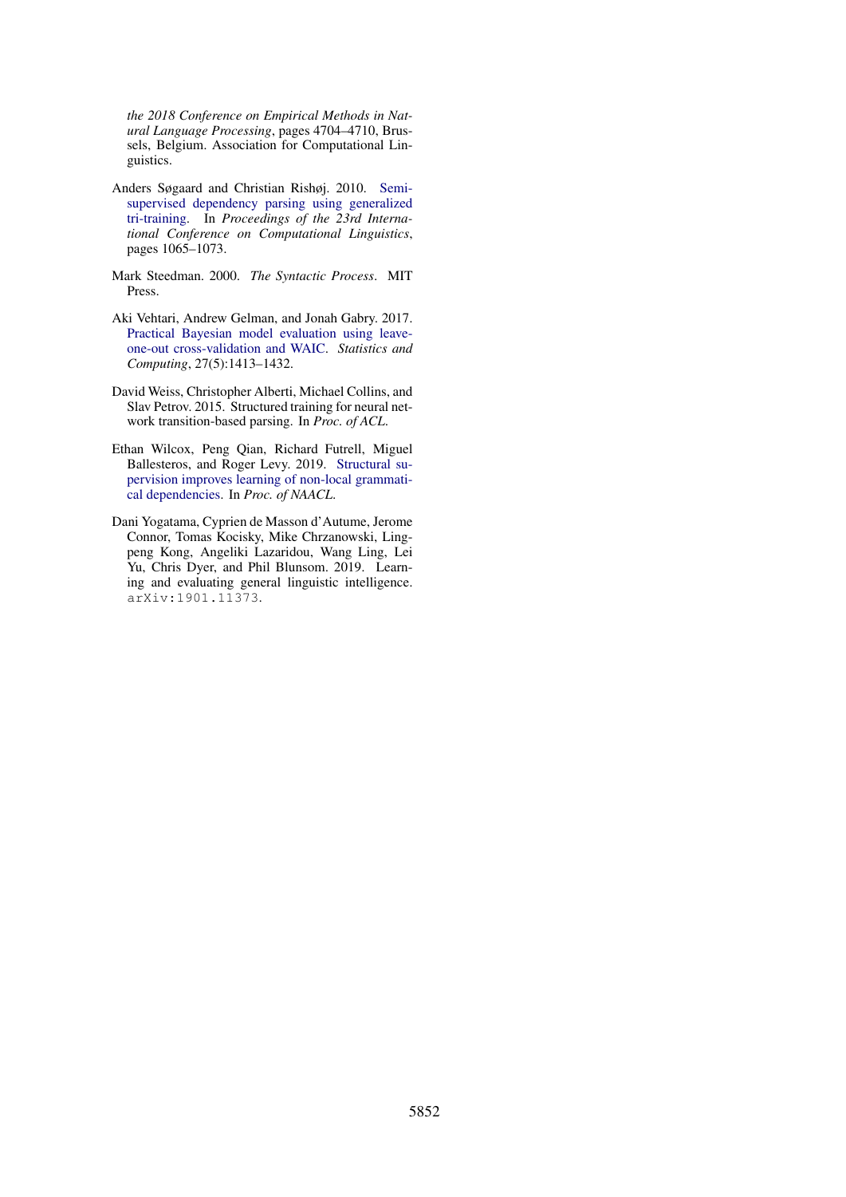*the 2018 Conference on Empirical Methods in Natural Language Processing*, pages 4704–4710, Brussels, Belgium. Association for Computational Linguistics.

Anders Søgaard and Christian Rishøj. 2010. Semi-supervised dependency parsing using generalized tri-training. In *Proceedings of the 23rd International Conference on Computational Linguistics*, pages 1065–1073.

Mark Steedman. 2000. *The Syntactic Process*. MIT Press.

Aki Vehtari, Andrew Gelman, and Jonah Gabry. 2017. Practical Bayesian model evaluation using leave-one-out cross-validation and WAIC. *Statistics and Computing*, 27(5):1413–1432.

David Weiss, Christopher Alberti, Michael Collins, and Slav Petrov. 2015. Structured training for neural network transition-based parsing. In *Proc. of ACL*.

Ethan Wilcox, Peng Qian, Richard Futrell, Miguel Ballesteros, and Roger Levy. 2019. Structural supervision improves learning of non-local grammatical dependencies. In *Proc. of NAACL*.

Dani Yogatama, Cyprien de Masson d'Autume, Jerome Connor, Tomas Kocisky, Mike Chrzanowski, Lingpeng Kong, Angeliki Lazaridou, Wang Ling, Lei Yu, Chris Dyer, and Phil Blunsom. 2019. Learning and evaluating general linguistic intelligence. `arXiv:1901.11373`.